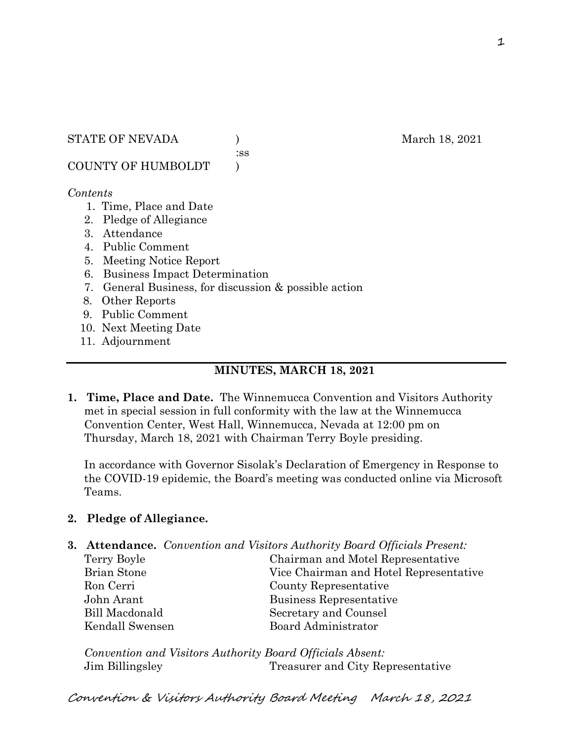STATE OF NEVADA ) March 18, 2021
:ss
COUNTY OF HUMBOLDT )

*Contents*

1. Time, Place and Date
2. Pledge of Allegiance
3. Attendance
4. Public Comment
5. Meeting Notice Report
6. Business Impact Determination
7. General Business, for discussion & possible action
8. Other Reports
9. Public Comment
10. Next Meeting Date
11. Adjournment

---

## MINUTES, MARCH 18, 2021

**1. Time, Place and Date.** The Winnemucca Convention and Visitors Authority met in special session in full conformity with the law at the Winnemucca Convention Center, West Hall, Winnemucca, Nevada at 12:00 pm on Thursday, March 18, 2021 with Chairman Terry Boyle presiding.

In accordance with Governor Sisolak's Declaration of Emergency in Response to the COVID-19 epidemic, the Board's meeting was conducted online via Microsoft Teams.

**2. Pledge of Allegiance.**

**3. Attendance.** *Convention and Visitors Authority Board Officials Present:*

| | |
|---|---|
| Terry Boyle | Chairman and Motel Representative |
| Brian Stone | Vice Chairman and Hotel Representative |
| Ron Cerri | County Representative |
| John Arant | Business Representative |
| Bill Macdonald | Secretary and Counsel |
| Kendall Swensen | Board Administrator |

*Convention and Visitors Authority Board Officials Absent:*

| | |
|---|---|
| Jim Billingsley | Treasurer and City Representative |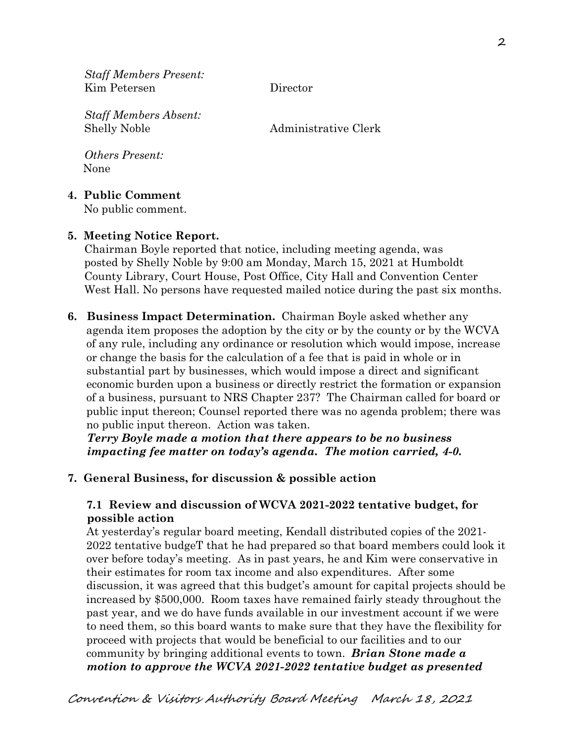*Staff Members Present:*
Kim Petersen		Director

*Staff Members Absent:*
Shelly Noble		Administrative Clerk

*Others Present:*
None

**4. Public Comment**
No public comment.

**5. Meeting Notice Report.**
Chairman Boyle reported that notice, including meeting agenda, was posted by Shelly Noble by 9:00 am Monday, March 15, 2021 at Humboldt County Library, Court House, Post Office, City Hall and Convention Center West Hall. No persons have requested mailed notice during the past six months.

**6. Business Impact Determination.** Chairman Boyle asked whether any agenda item proposes the adoption by the city or by the county or by the WCVA of any rule, including any ordinance or resolution which would impose, increase or change the basis for the calculation of a fee that is paid in whole or in substantial part by businesses, which would impose a direct and significant economic burden upon a business or directly restrict the formation or expansion of a business, pursuant to NRS Chapter 237? The Chairman called for board or public input thereon; Counsel reported there was no agenda problem; there was no public input thereon. Action was taken.
***Terry Boyle made a motion that there appears to be no business impacting fee matter on today's agenda. The motion carried, 4-0.***

**7. General Business, for discussion & possible action**

**7.1 Review and discussion of WCVA 2021-2022 tentative budget, for possible action**
At yesterday's regular board meeting, Kendall distributed copies of the 2021-2022 tentative budgeT that he had prepared so that board members could look it over before today's meeting. As in past years, he and Kim were conservative in their estimates for room tax income and also expenditures. After some discussion, it was agreed that this budget's amount for capital projects should be increased by $500,000. Room taxes have remained fairly steady throughout the past year, and we do have funds available in our investment account if we were to need them, so this board wants to make sure that they have the flexibility for proceed with projects that would be beneficial to our facilities and to our community by bringing additional events to town. ***Brian Stone made a motion to approve the WCVA 2021-2022 tentative budget as presented***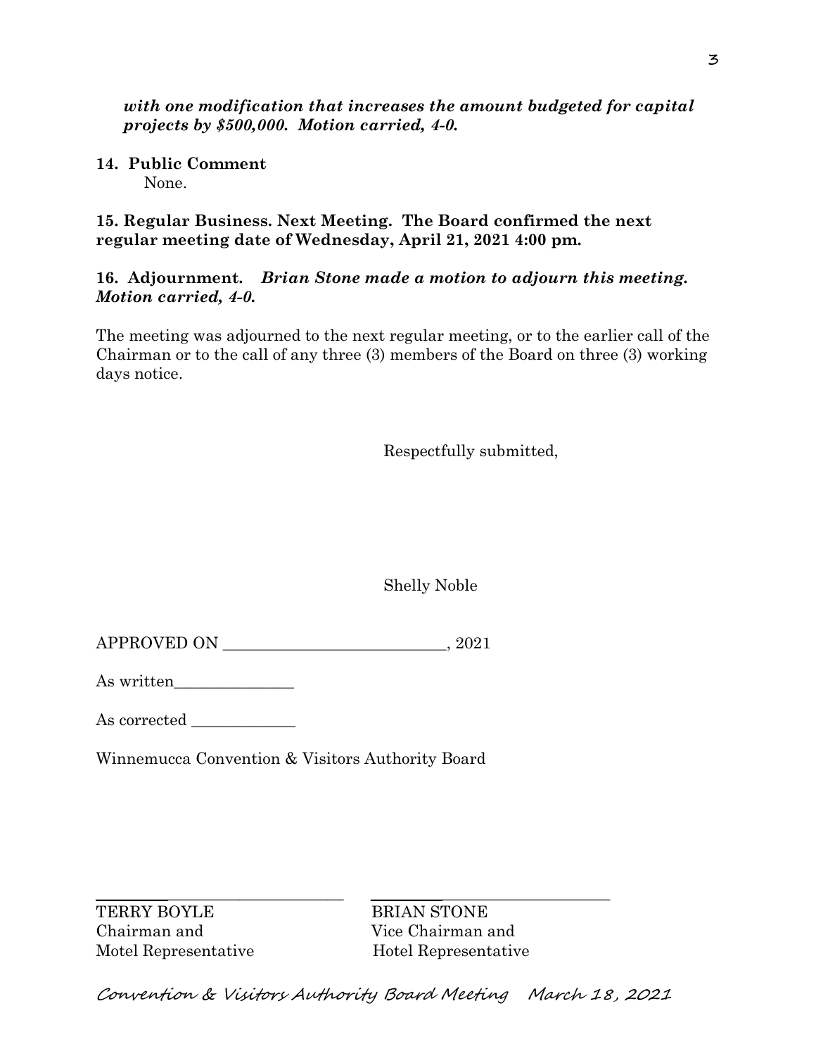***with one modification that increases the amount budgeted for capital projects by $500,000. Motion carried, 4-0.***

**14. Public Comment**

None.

**15. Regular Business. Next Meeting. The Board confirmed the next regular meeting date of Wednesday, April 21, 2021 4:00 pm.**

**16. Adjournment.** ***Brian Stone made a motion to adjourn this meeting. Motion carried, 4-0.***

The meeting was adjourned to the next regular meeting, or to the earlier call of the Chairman or to the call of any three (3) members of the Board on three (3) working days notice.

Respectfully submitted,

Shelly Noble

APPROVED ON ____________________________, 2021

As written_______________

As corrected _____________

Winnemucca Convention & Visitors Authority Board

| ______________________________ | ______________________________ |
|---|---|
| TERRY BOYLE | BRIAN STONE |
| Chairman and | Vice Chairman and |
| Motel Representative | Hotel Representative |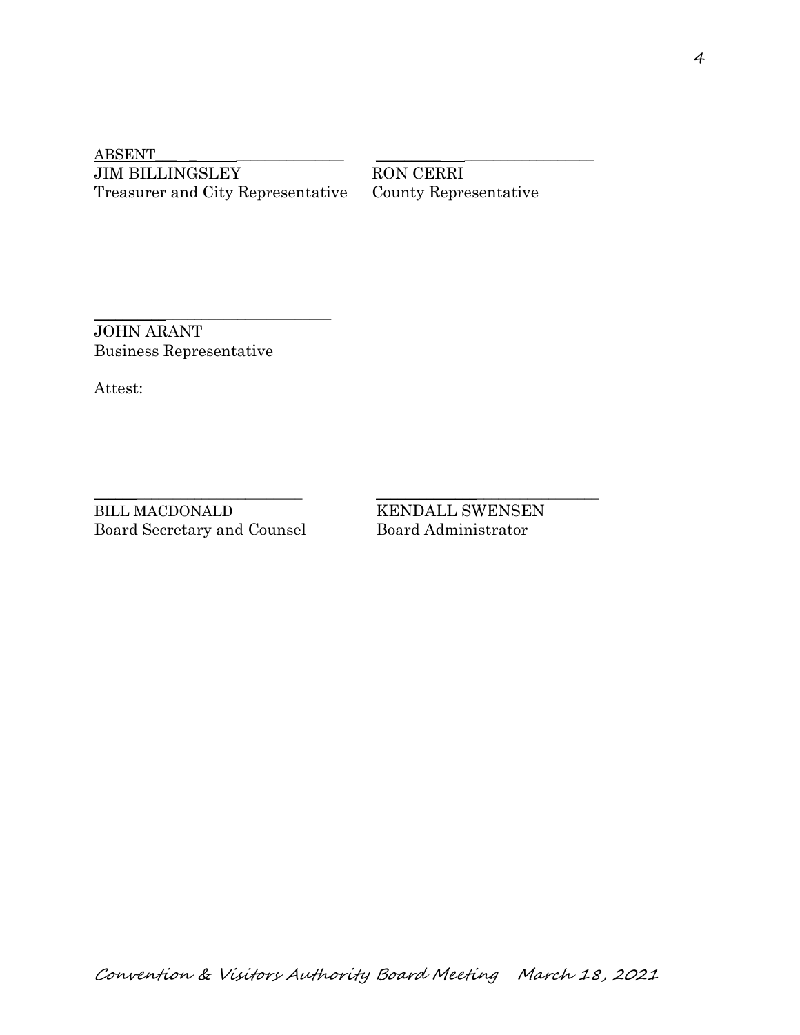ABSENT______________________________

JIM BILLINGSLEY
Treasurer and City Representative

______________________________

RON CERRI
County Representative

______________________________

JOHN ARANT
Business Representative

Attest:

______________________________

BILL MACDONALD
Board Secretary and Counsel

______________________________

KENDALL SWENSEN
Board Administrator